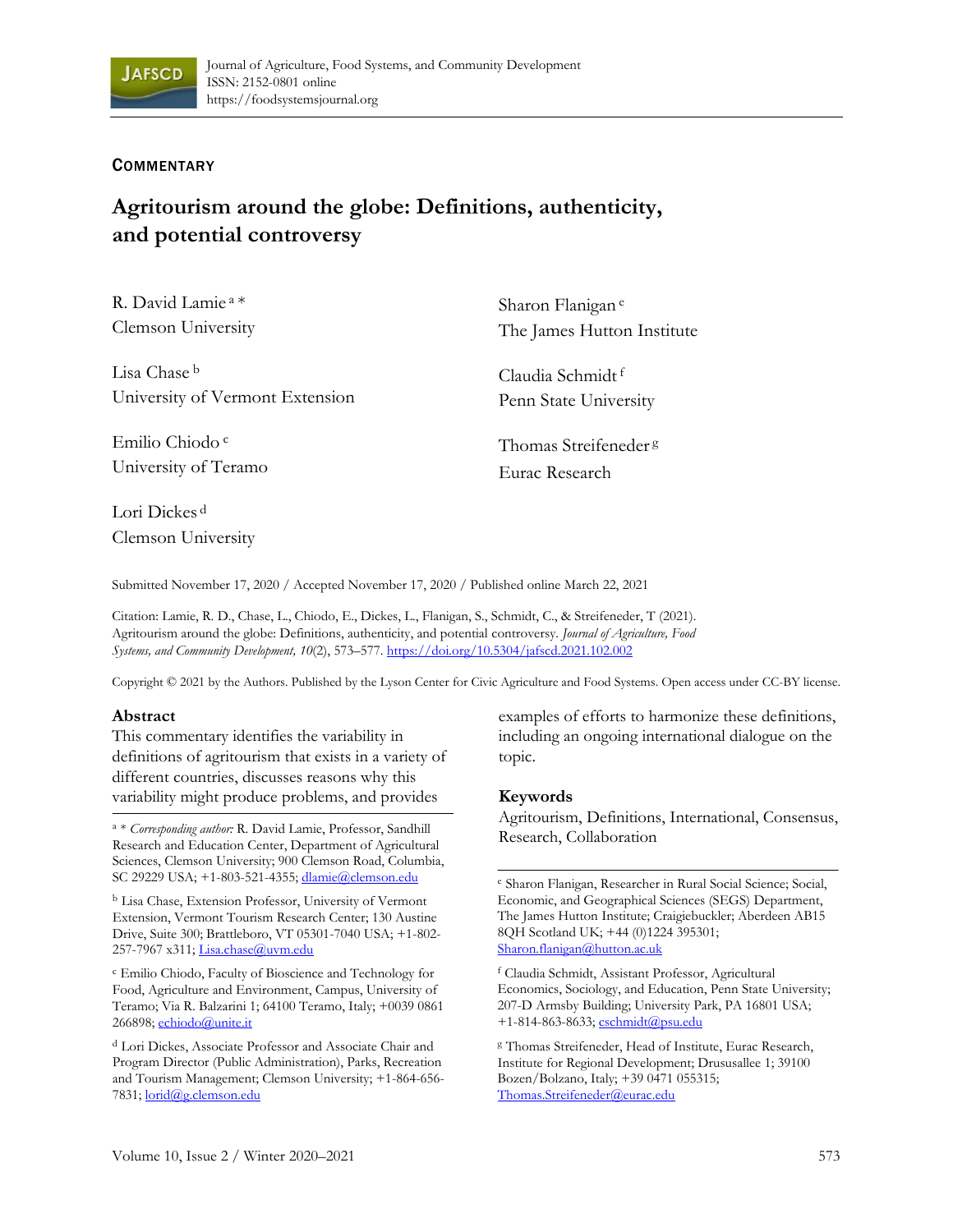Journal of Agriculture, Food Systems, and Community Development
ISSN: 2152-0801 online
https://foodsystemsjournal.org

**COMMENTARY**

# Agritourism around the globe: Definitions, authenticity, and potential controversy

R. David Lamie [a] *
Clemson University

Lisa Chase [b]
University of Vermont Extension

Emilio Chiodo [c]
University of Teramo

Lori Dickes [d]
Clemson University

Sharon Flanigan [e]
The James Hutton Institute

Claudia Schmidt [f]
Penn State University

Thomas Streifeneder [g]
Eurac Research

Submitted November 17, 2020 / Accepted November 17, 2020 / Published online March 22, 2021

Citation: Lamie, R. D., Chase, L., Chiodo, E., Dickes, L., Flanigan, S., Schmidt, C., & Streifeneder, T (2021). Agritourism around the globe: Definitions, authenticity, and potential controversy. *Journal of Agriculture, Food Systems, and Community Development, 10*(2), 573–577. https://doi.org/10.5304/jafscd.2021.102.002

Copyright © 2021 by the Authors. Published by the Lyson Center for Civic Agriculture and Food Systems. Open access under CC-BY license.

## Abstract

This commentary identifies the variability in definitions of agritourism that exists in a variety of different countries, discusses reasons why this variability might produce problems, and provides examples of efforts to harmonize these definitions, including an ongoing international dialogue on the topic.

## Keywords

Agritourism, Definitions, International, Consensus, Research, Collaboration

---

[a] * *Corresponding author:* R. David Lamie, Professor, Sandhill Research and Education Center, Department of Agricultural Sciences, Clemson University; 900 Clemson Road, Columbia, SC 29229 USA; +1-803-521-4355; dlamie@clemson.edu

[b] Lisa Chase, Extension Professor, University of Vermont Extension, Vermont Tourism Research Center; 130 Austine Drive, Suite 300; Brattleboro, VT 05301-7040 USA; +1-802-257-7967 x311; Lisa.chase@uvm.edu

[c] Emilio Chiodo, Faculty of Bioscience and Technology for Food, Agriculture and Environment, Campus, University of Teramo; Via R. Balzarini 1; 64100 Teramo, Italy; +0039 0861 266898; echiodo@unite.it

[d] Lori Dickes, Associate Professor and Associate Chair and Program Director (Public Administration), Parks, Recreation and Tourism Management; Clemson University; +1-864-656-7831; lorid@g.clemson.edu

[e] Sharon Flanigan, Researcher in Rural Social Science; Social, Economic, and Geographical Sciences (SEGS) Department, The James Hutton Institute; Craigiebuckler; Aberdeen AB15 8QH Scotland UK; +44 (0)1224 395301; Sharon.flanigan@hutton.ac.uk

[f] Claudia Schmidt, Assistant Professor, Agricultural Economics, Sociology, and Education, Penn State University; 207-D Armsby Building; University Park, PA 16801 USA; +1-814-863-8633; cschmidt@psu.edu

[g] Thomas Streifeneder, Head of Institute, Eurac Research, Institute for Regional Development; Drususallee 1; 39100 Bozen/Bolzano, Italy; +39 0471 055315; Thomas.Streifeneder@eurac.edu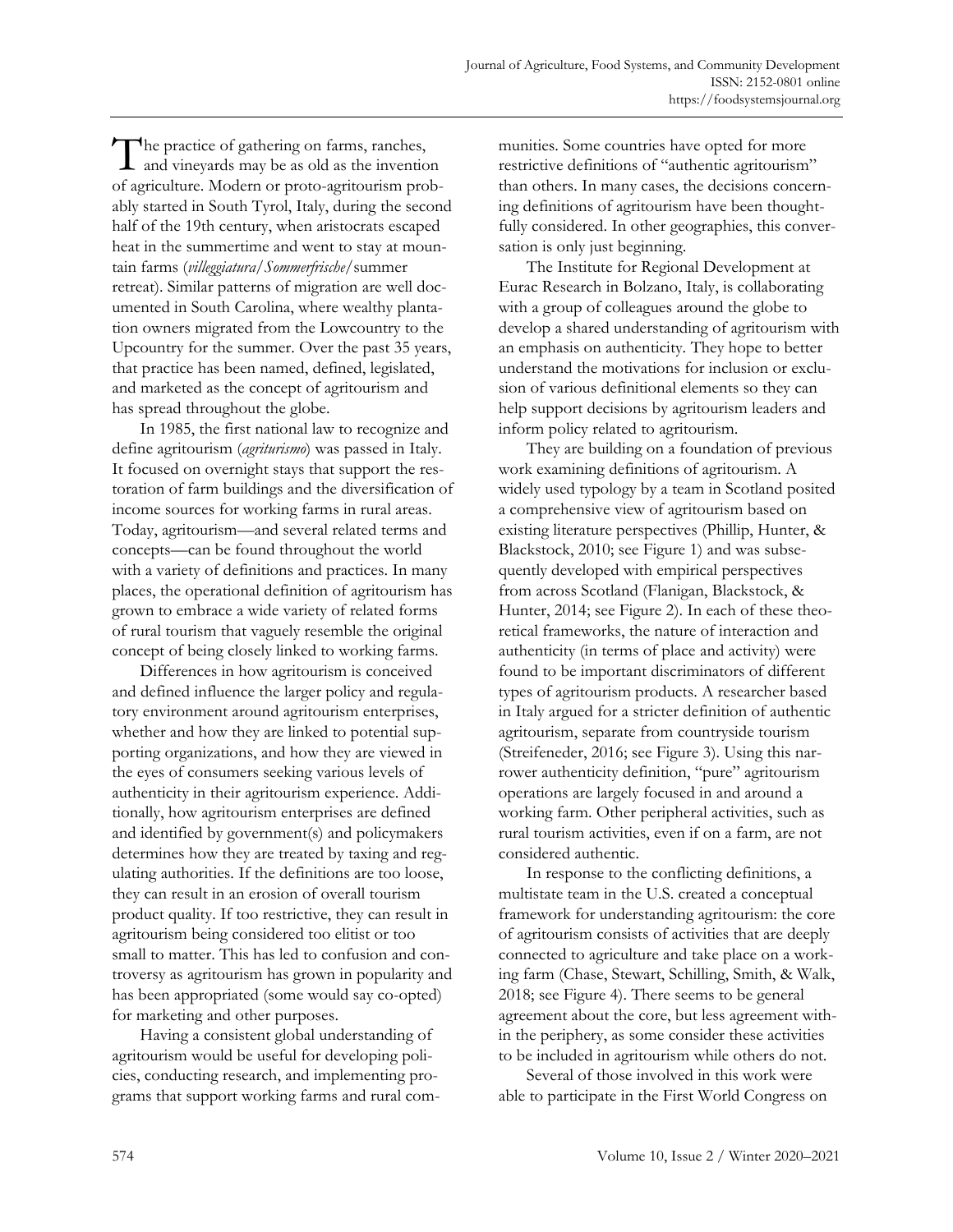The practice of gathering on farms, ranches, and vineyards may be as old as the invention of agriculture. Modern or proto-agritourism probably started in South Tyrol, Italy, during the second half of the 19th century, when aristocrats escaped heat in the summertime and went to stay at mountain farms (*villeggiatura*/*Sommerfrische*/summer retreat). Similar patterns of migration are well documented in South Carolina, where wealthy plantation owners migrated from the Lowcountry to the Upcountry for the summer. Over the past 35 years, that practice has been named, defined, legislated, and marketed as the concept of agritourism and has spread throughout the globe.

In 1985, the first national law to recognize and define agritourism (*agriturismo*) was passed in Italy. It focused on overnight stays that support the restoration of farm buildings and the diversification of income sources for working farms in rural areas. Today, agritourism—and several related terms and concepts—can be found throughout the world with a variety of definitions and practices. In many places, the operational definition of agritourism has grown to embrace a wide variety of related forms of rural tourism that vaguely resemble the original concept of being closely linked to working farms.

Differences in how agritourism is conceived and defined influence the larger policy and regulatory environment around agritourism enterprises, whether and how they are linked to potential supporting organizations, and how they are viewed in the eyes of consumers seeking various levels of authenticity in their agritourism experience. Additionally, how agritourism enterprises are defined and identified by government(s) and policymakers determines how they are treated by taxing and regulating authorities. If the definitions are too loose, they can result in an erosion of overall tourism product quality. If too restrictive, they can result in agritourism being considered too elitist or too small to matter. This has led to confusion and controversy as agritourism has grown in popularity and has been appropriated (some would say co-opted) for marketing and other purposes.

Having a consistent global understanding of agritourism would be useful for developing policies, conducting research, and implementing programs that support working farms and rural communities. Some countries have opted for more restrictive definitions of "authentic agritourism" than others. In many cases, the decisions concerning definitions of agritourism have been thoughtfully considered. In other geographies, this conversation is only just beginning.

The Institute for Regional Development at Eurac Research in Bolzano, Italy, is collaborating with a group of colleagues around the globe to develop a shared understanding of agritourism with an emphasis on authenticity. They hope to better understand the motivations for inclusion or exclusion of various definitional elements so they can help support decisions by agritourism leaders and inform policy related to agritourism.

They are building on a foundation of previous work examining definitions of agritourism. A widely used typology by a team in Scotland posited a comprehensive view of agritourism based on existing literature perspectives (Phillip, Hunter, & Blackstock, 2010; see Figure 1) and was subsequently developed with empirical perspectives from across Scotland (Flanigan, Blackstock, & Hunter, 2014; see Figure 2). In each of these theoretical frameworks, the nature of interaction and authenticity (in terms of place and activity) were found to be important discriminators of different types of agritourism products. A researcher based in Italy argued for a stricter definition of authentic agritourism, separate from countryside tourism (Streifeneder, 2016; see Figure 3). Using this narrower authenticity definition, "pure" agritourism operations are largely focused in and around a working farm. Other peripheral activities, such as rural tourism activities, even if on a farm, are not considered authentic.

In response to the conflicting definitions, a multistate team in the U.S. created a conceptual framework for understanding agritourism: the core of agritourism consists of activities that are deeply connected to agriculture and take place on a working farm (Chase, Stewart, Schilling, Smith, & Walk, 2018; see Figure 4). There seems to be general agreement about the core, but less agreement within the periphery, as some consider these activities to be included in agritourism while others do not.

Several of those involved in this work were able to participate in the First World Congress on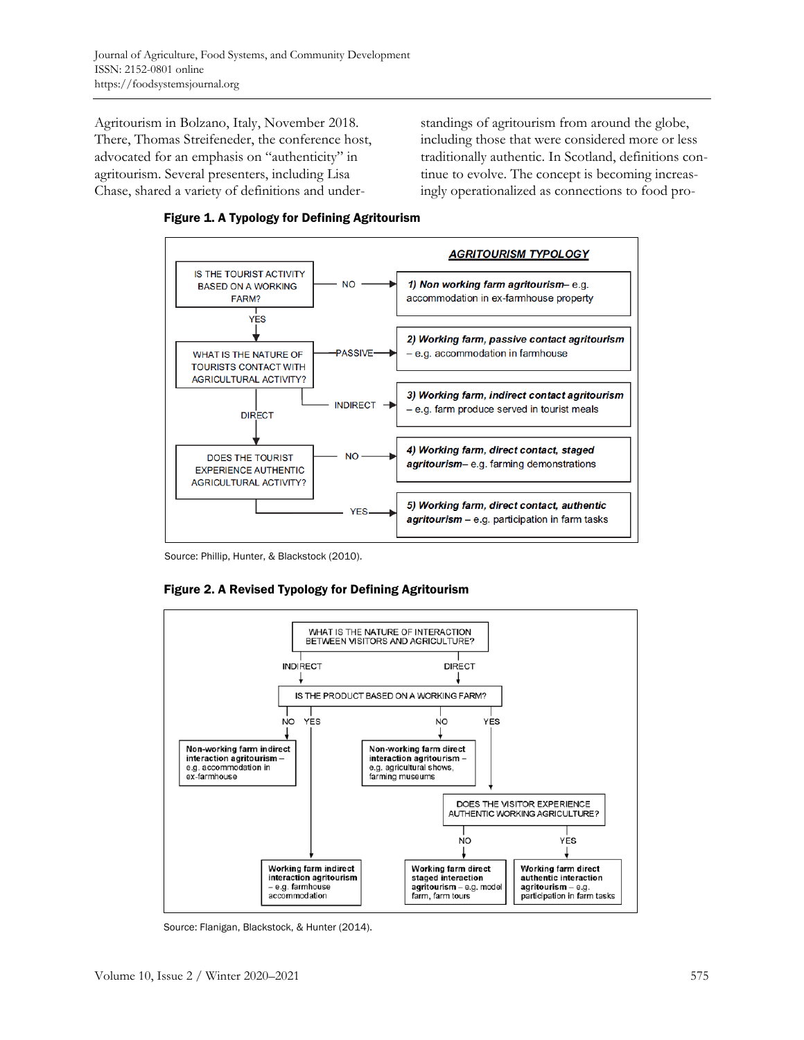Agritourism in Bolzano, Italy, November 2018. There, Thomas Streifeneder, the conference host, advocated for an emphasis on "authenticity" in agritourism. Several presenters, including Lisa Chase, shared a variety of definitions and understandings of agritourism from around the globe, including those that were considered more or less traditionally authentic. In Scotland, definitions continue to evolve. The concept is becoming increasingly operationalized as connections to food pro-

**Figure 1. A Typology for Defining Agritourism**

AGRITOURISM TYPOLOGY

- IS THE TOURIST ACTIVITY BASED ON A WORKING FARM?
  - NO → **1) Non working farm agritourism**– e.g. accommodation in ex-farmhouse property
  - YES → WHAT IS THE NATURE OF TOURISTS CONTACT WITH AGRICULTURAL ACTIVITY?
    - PASSIVE → **2) Working farm, passive contact agritourism** – e.g. accommodation in farmhouse
    - INDIRECT → **3) Working farm, indirect contact agritourism** – e.g. farm produce served in tourist meals
    - DIRECT → DOES THE TOURIST EXPERIENCE AUTHENTIC AGRICULTURAL ACTIVITY?
      - NO → **4) Working farm, direct contact, staged agritourism**– e.g. farming demonstrations
      - YES → **5) Working farm, direct contact, authentic agritourism** – e.g. participation in farm tasks

Source: Phillip, Hunter, & Blackstock (2010).

**Figure 2. A Revised Typology for Defining Agritourism**

- WHAT IS THE NATURE OF INTERACTION BETWEEN VISITORS AND AGRICULTURE?
  - INDIRECT → IS THE PRODUCT BASED ON A WORKING FARM?
    - NO → **Non-working farm indirect interaction agritourism** – e.g. accommodation in ex-farmhouse
    - YES → **Working farm indirect interaction agritourism** – e.g. farmhouse accommodation
  - DIRECT → IS THE PRODUCT BASED ON A WORKING FARM?
    - NO → **Non-working farm direct interaction agritourism** – e.g. agricultural shows, farming museums
    - YES → DOES THE VISITOR EXPERIENCE AUTHENTIC WORKING AGRICULTURE?
      - NO → **Working farm direct staged interaction agritourism** – e.g. model farm, farm tours
      - YES → **Working farm direct authentic interaction agritourism** – e.g. participation in farm tasks

Source: Flanigan, Blackstock, & Hunter (2014).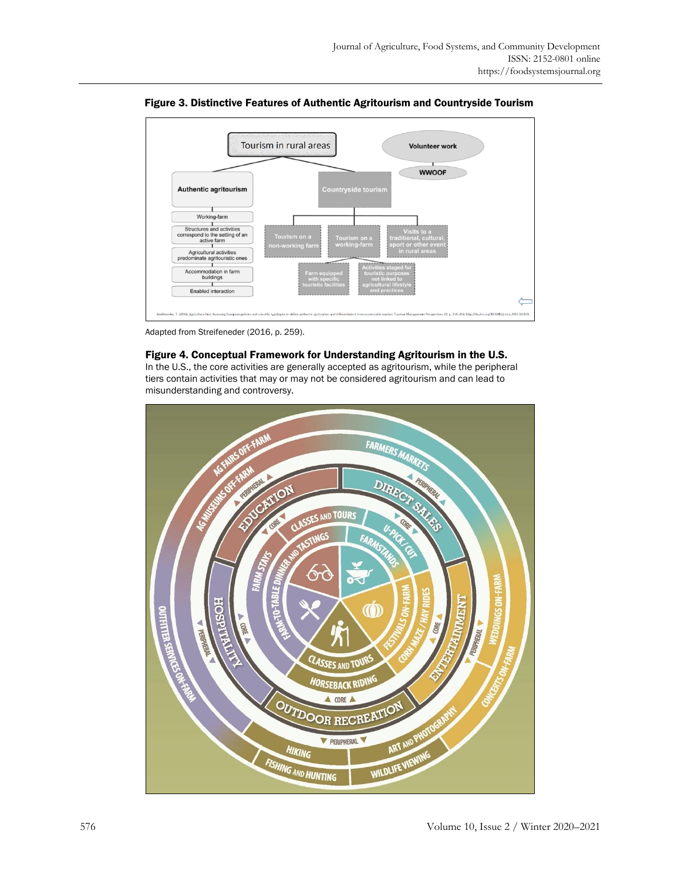**Figure 3. Distinctive Features of Authentic Agritourism and Countryside Tourism**

Adapted from Streifeneder (2016, p. 259).

**Figure 4. Conceptual Framework for Understanding Agritourism in the U.S.**
In the U.S., the core activities are generally accepted as agritourism, while the peripheral tiers contain activities that may or may not be considered agritourism and can lead to misunderstanding and controversy.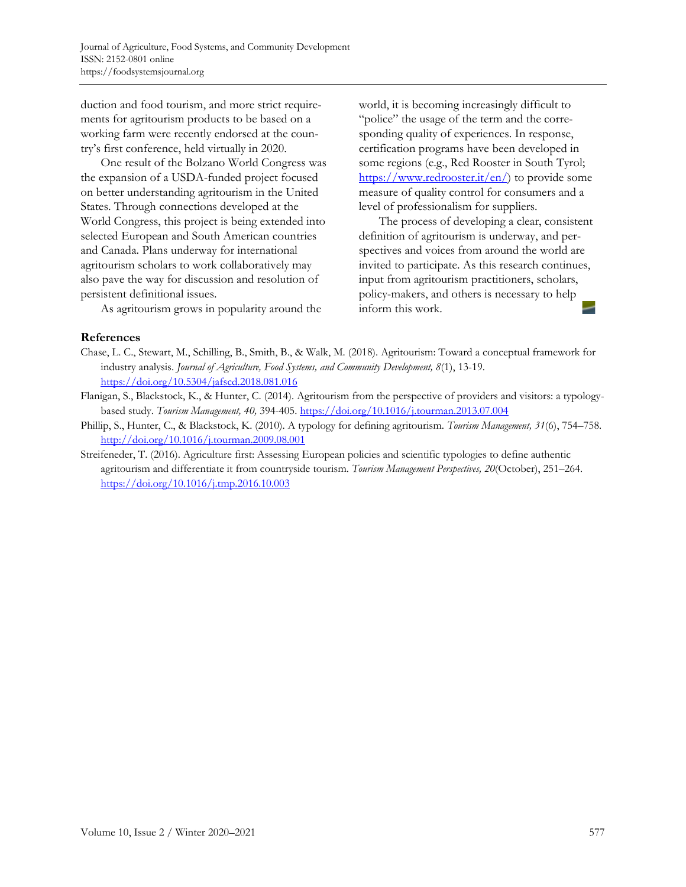duction and food tourism, and more strict requirements for agritourism products to be based on a working farm were recently endorsed at the country's first conference, held virtually in 2020.

One result of the Bolzano World Congress was the expansion of a USDA-funded project focused on better understanding agritourism in the United States. Through connections developed at the World Congress, this project is being extended into selected European and South American countries and Canada. Plans underway for international agritourism scholars to work collaboratively may also pave the way for discussion and resolution of persistent definitional issues.

As agritourism grows in popularity around the world, it is becoming increasingly difficult to "police" the usage of the term and the corresponding quality of experiences. In response, certification programs have been developed in some regions (e.g., Red Rooster in South Tyrol; https://www.redrooster.it/en/) to provide some measure of quality control for consumers and a level of professionalism for suppliers.

The process of developing a clear, consistent definition of agritourism is underway, and perspectives and voices from around the world are invited to participate. As this research continues, input from agritourism practitioners, scholars, policy-makers, and others is necessary to help inform this work.

## References

Chase, L. C., Stewart, M., Schilling, B., Smith, B., & Walk, M. (2018). Agritourism: Toward a conceptual framework for industry analysis. *Journal of Agriculture, Food Systems, and Community Development, 8*(1), 13-19. https://doi.org/10.5304/jafscd.2018.081.016

Flanigan, S., Blackstock, K., & Hunter, C. (2014). Agritourism from the perspective of providers and visitors: a typology-based study. *Tourism Management, 40,* 394-405. https://doi.org/10.1016/j.tourman.2013.07.004

Phillip, S., Hunter, C., & Blackstock, K. (2010). A typology for defining agritourism. *Tourism Management, 31*(6), 754–758. http://doi.org/10.1016/j.tourman.2009.08.001

Streifeneder, T. (2016). Agriculture first: Assessing European policies and scientific typologies to define authentic agritourism and differentiate it from countryside tourism. *Tourism Management Perspectives, 20*(October), 251–264. https://doi.org/10.1016/j.tmp.2016.10.003